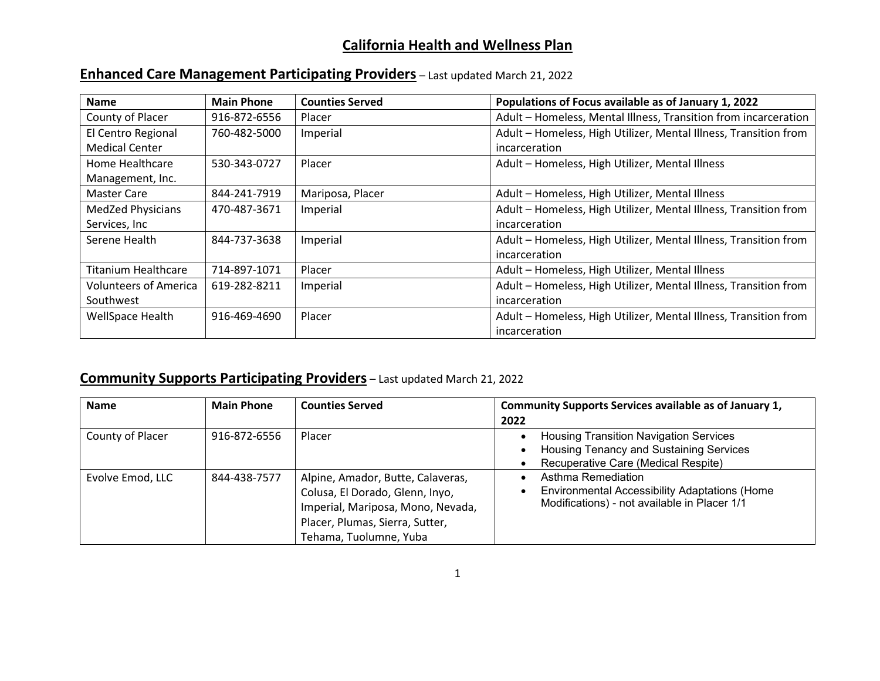# California Health and Wellness Plan

## Enhanced Care Management Participating Providers – Last updated March 21, 2022

| Name | Main Phone | Counties Served | Populations of Focus available as of January 1, 2022 |
|---|---|---|---|
| County of Placer | 916-872-6556 | Placer | Adult – Homeless, Mental Illness, Transition from incarceration |
| El Centro Regional Medical Center | 760-482-5000 | Imperial | Adult – Homeless, High Utilizer, Mental Illness, Transition from incarceration |
| Home Healthcare Management, Inc. | 530-343-0727 | Placer | Adult – Homeless, High Utilizer, Mental Illness |
| Master Care | 844-241-7919 | Mariposa, Placer | Adult – Homeless, High Utilizer, Mental Illness |
| MedZed Physicians Services, Inc | 470-487-3671 | Imperial | Adult – Homeless, High Utilizer, Mental Illness, Transition from incarceration |
| Serene Health | 844-737-3638 | Imperial | Adult – Homeless, High Utilizer, Mental Illness, Transition from incarceration |
| Titanium Healthcare | 714-897-1071 | Placer | Adult – Homeless, High Utilizer, Mental Illness |
| Volunteers of America Southwest | 619-282-8211 | Imperial | Adult – Homeless, High Utilizer, Mental Illness, Transition from incarceration |
| WellSpace Health | 916-469-4690 | Placer | Adult – Homeless, High Utilizer, Mental Illness, Transition from incarceration |

## Community Supports Participating Providers – Last updated March 21, 2022

| Name | Main Phone | Counties Served | Community Supports Services available as of January 1, 2022 |
|---|---|---|---|
| County of Placer | 916-872-6556 | Placer | • Housing Transition Navigation Services<br>• Housing Tenancy and Sustaining Services<br>• Recuperative Care (Medical Respite) |
| Evolve Emod, LLC | 844-438-7577 | Alpine, Amador, Butte, Calaveras, Colusa, El Dorado, Glenn, Inyo, Imperial, Mariposa, Mono, Nevada, Placer, Plumas, Sierra, Sutter, Tehama, Tuolumne, Yuba | • Asthma Remediation<br>• Environmental Accessibility Adaptations (Home Modifications) - not available in Placer 1/1 |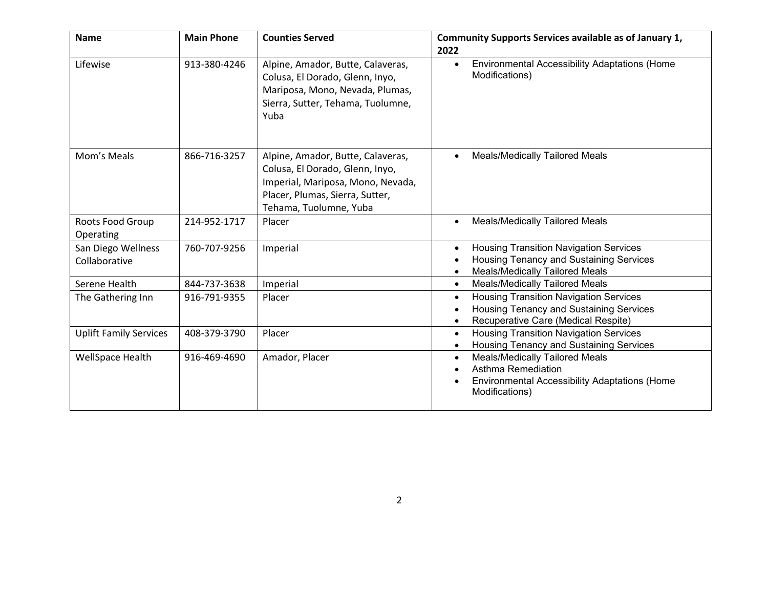| Name | Main Phone | Counties Served | Community Supports Services available as of January 1, 2022 |
| --- | --- | --- | --- |
| Lifewise | 913-380-4246 | Alpine, Amador, Butte, Calaveras, Colusa, El Dorado, Glenn, Inyo, Mariposa, Mono, Nevada, Plumas, Sierra, Sutter, Tehama, Tuolumne, Yuba | • Environmental Accessibility Adaptations (Home Modifications) |
| Mom's Meals | 866-716-3257 | Alpine, Amador, Butte, Calaveras, Colusa, El Dorado, Glenn, Inyo, Imperial, Mariposa, Mono, Nevada, Placer, Plumas, Sierra, Sutter, Tehama, Tuolumne, Yuba | • Meals/Medically Tailored Meals |
| Roots Food Group Operating | 214-952-1717 | Placer | • Meals/Medically Tailored Meals |
| San Diego Wellness Collaborative | 760-707-9256 | Imperial | • Housing Transition Navigation Services<br>• Housing Tenancy and Sustaining Services<br>• Meals/Medically Tailored Meals |
| Serene Health | 844-737-3638 | Imperial | • Meals/Medically Tailored Meals |
| The Gathering Inn | 916-791-9355 | Placer | • Housing Transition Navigation Services<br>• Housing Tenancy and Sustaining Services<br>• Recuperative Care (Medical Respite) |
| Uplift Family Services | 408-379-3790 | Placer | • Housing Transition Navigation Services<br>• Housing Tenancy and Sustaining Services |
| WellSpace Health | 916-469-4690 | Amador, Placer | • Meals/Medically Tailored Meals<br>• Asthma Remediation<br>• Environmental Accessibility Adaptations (Home Modifications) |